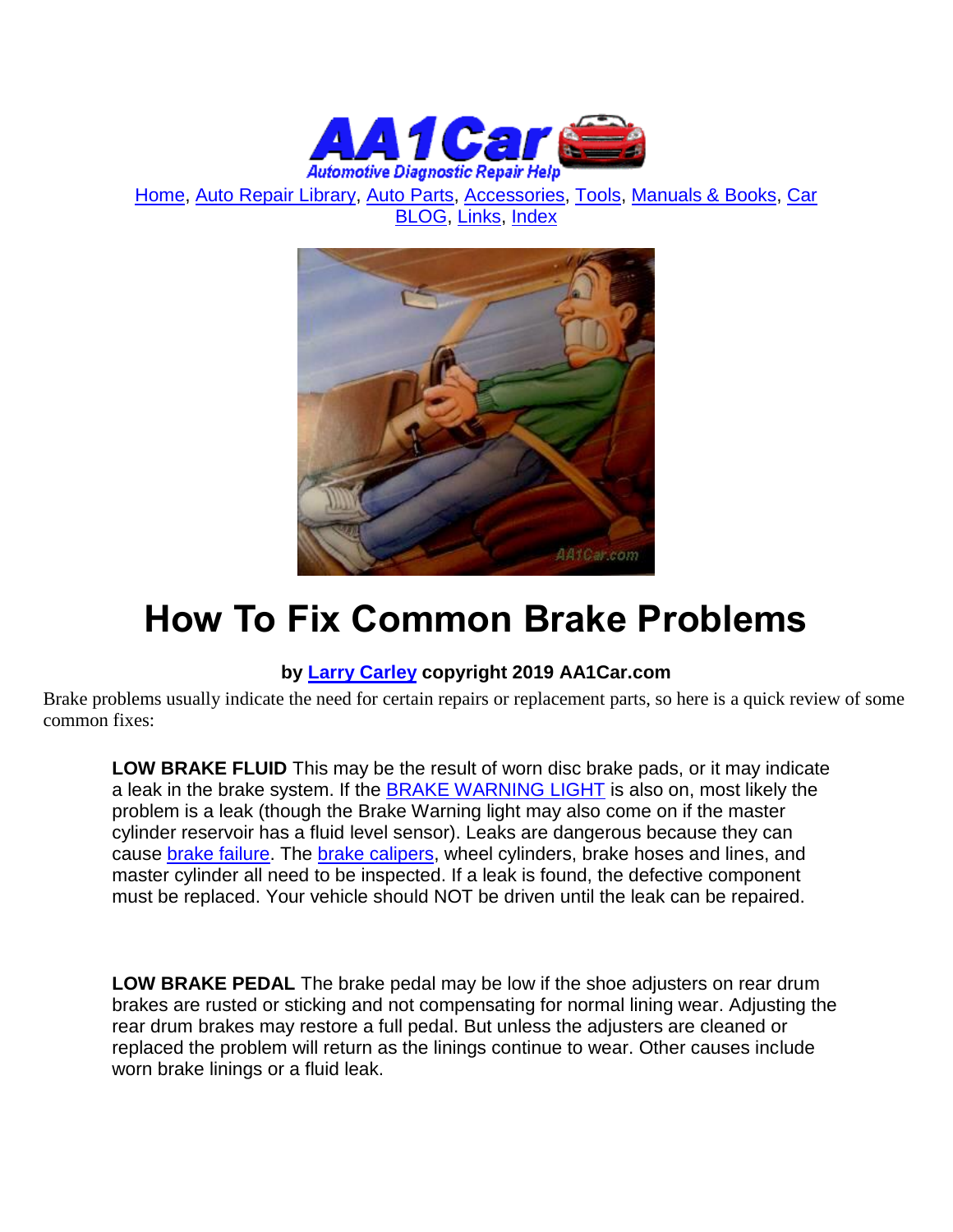Home, Auto Repair Library, Auto Parts, Accessories, Tools, Manuals & Books, Car BLOG, Links, Index

# How To Fix Common Brake Problems

**by Larry Carley copyright 2019 AA1Car.com**

Brake problems usually indicate the need for certain repairs or replacement parts, so here is a quick review of some common fixes:

**LOW BRAKE FLUID** This may be the result of worn disc brake pads, or it may indicate a leak in the brake system. If the BRAKE WARNING LIGHT is also on, most likely the problem is a leak (though the Brake Warning light may also come on if the master cylinder reservoir has a fluid level sensor). Leaks are dangerous because they can cause brake failure. The brake calipers, wheel cylinders, brake hoses and lines, and master cylinder all need to be inspected. If a leak is found, the defective component must be replaced. Your vehicle should NOT be driven until the leak can be repaired.

**LOW BRAKE PEDAL** The brake pedal may be low if the shoe adjusters on rear drum brakes are rusted or sticking and not compensating for normal lining wear. Adjusting the rear drum brakes may restore a full pedal. But unless the adjusters are cleaned or replaced the problem will return as the linings continue to wear. Other causes include worn brake linings or a fluid leak.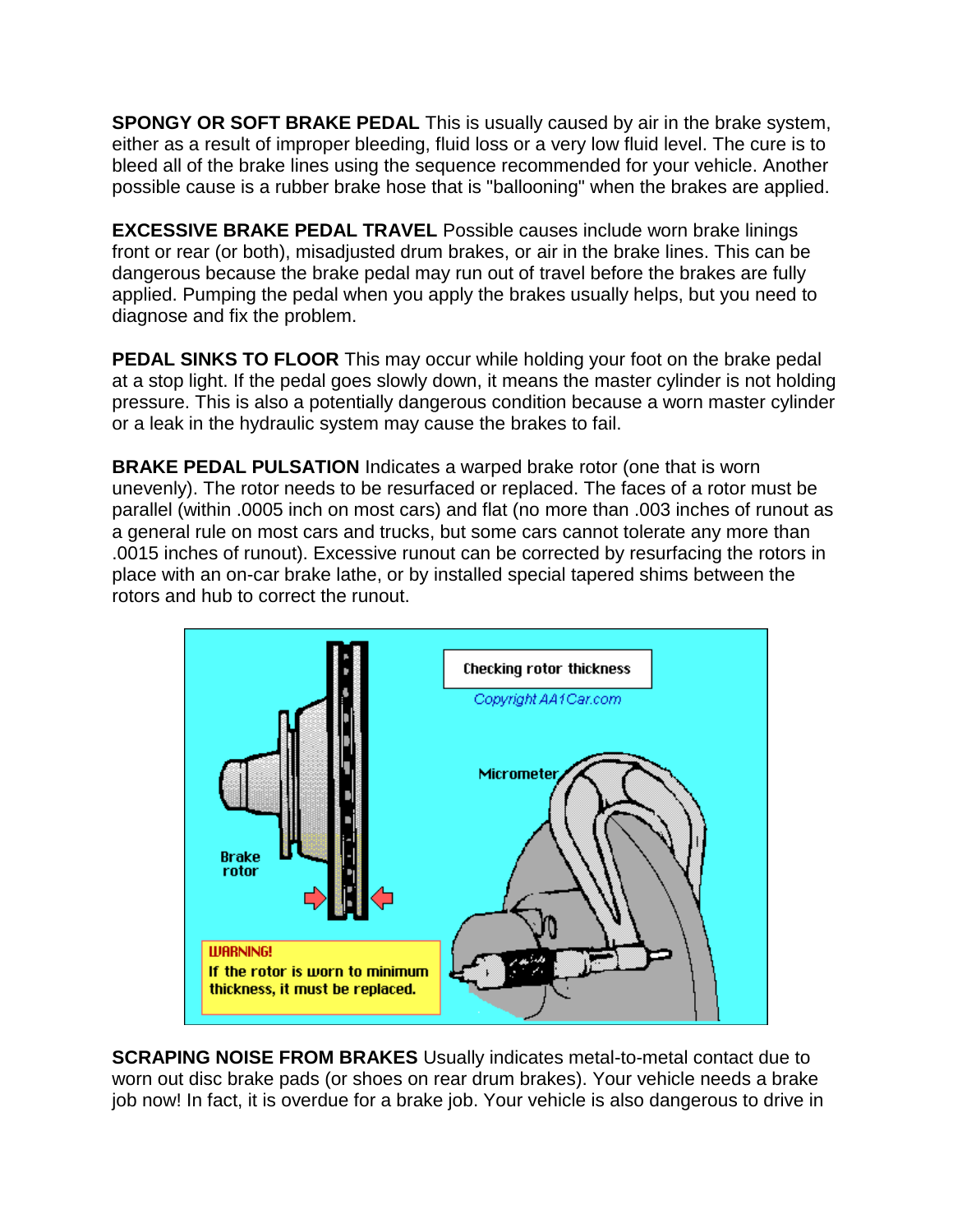**SPONGY OR SOFT BRAKE PEDAL** This is usually caused by air in the brake system, either as a result of improper bleeding, fluid loss or a very low fluid level. The cure is to bleed all of the brake lines using the sequence recommended for your vehicle. Another possible cause is a rubber brake hose that is "ballooning" when the brakes are applied.

**EXCESSIVE BRAKE PEDAL TRAVEL** Possible causes include worn brake linings front or rear (or both), misadjusted drum brakes, or air in the brake lines. This can be dangerous because the brake pedal may run out of travel before the brakes are fully applied. Pumping the pedal when you apply the brakes usually helps, but you need to diagnose and fix the problem.

**PEDAL SINKS TO FLOOR** This may occur while holding your foot on the brake pedal at a stop light. If the pedal goes slowly down, it means the master cylinder is not holding pressure. This is also a potentially dangerous condition because a worn master cylinder or a leak in the hydraulic system may cause the brakes to fail.

**BRAKE PEDAL PULSATION** Indicates a warped brake rotor (one that is worn unevenly). The rotor needs to be resurfaced or replaced. The faces of a rotor must be parallel (within .0005 inch on most cars) and flat (no more than .003 inches of runout as a general rule on most cars and trucks, but some cars cannot tolerate any more than .0015 inches of runout). Excessive runout can be corrected by resurfacing the rotors in place with an on-car brake lathe, or by installed special tapered shims between the rotors and hub to correct the runout.

**SCRAPING NOISE FROM BRAKES** Usually indicates metal-to-metal contact due to worn out disc brake pads (or shoes on rear drum brakes). Your vehicle needs a brake job now! In fact, it is overdue for a brake job. Your vehicle is also dangerous to drive in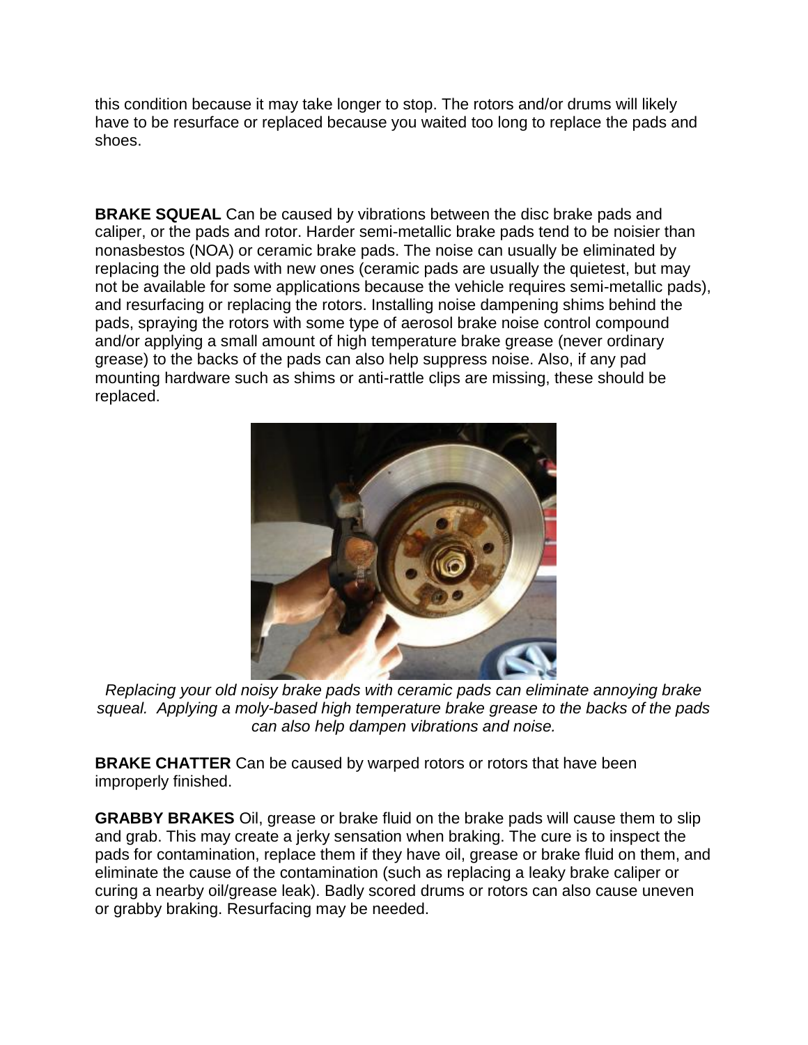this condition because it may take longer to stop. The rotors and/or drums will likely have to be resurface or replaced because you waited too long to replace the pads and shoes.

**BRAKE SQUEAL** Can be caused by vibrations between the disc brake pads and caliper, or the pads and rotor. Harder semi-metallic brake pads tend to be noisier than nonasbestos (NOA) or ceramic brake pads. The noise can usually be eliminated by replacing the old pads with new ones (ceramic pads are usually the quietest, but may not be available for some applications because the vehicle requires semi-metallic pads), and resurfacing or replacing the rotors. Installing noise dampening shims behind the pads, spraying the rotors with some type of aerosol brake noise control compound and/or applying a small amount of high temperature brake grease (never ordinary grease) to the backs of the pads can also help suppress noise. Also, if any pad mounting hardware such as shims or anti-rattle clips are missing, these should be replaced.

*Replacing your old noisy brake pads with ceramic pads can eliminate annoying brake squeal. Applying a moly-based high temperature brake grease to the backs of the pads can also help dampen vibrations and noise.*

**BRAKE CHATTER** Can be caused by warped rotors or rotors that have been improperly finished.

**GRABBY BRAKES** Oil, grease or brake fluid on the brake pads will cause them to slip and grab. This may create a jerky sensation when braking. The cure is to inspect the pads for contamination, replace them if they have oil, grease or brake fluid on them, and eliminate the cause of the contamination (such as replacing a leaky brake caliper or curing a nearby oil/grease leak). Badly scored drums or rotors can also cause uneven or grabby braking. Resurfacing may be needed.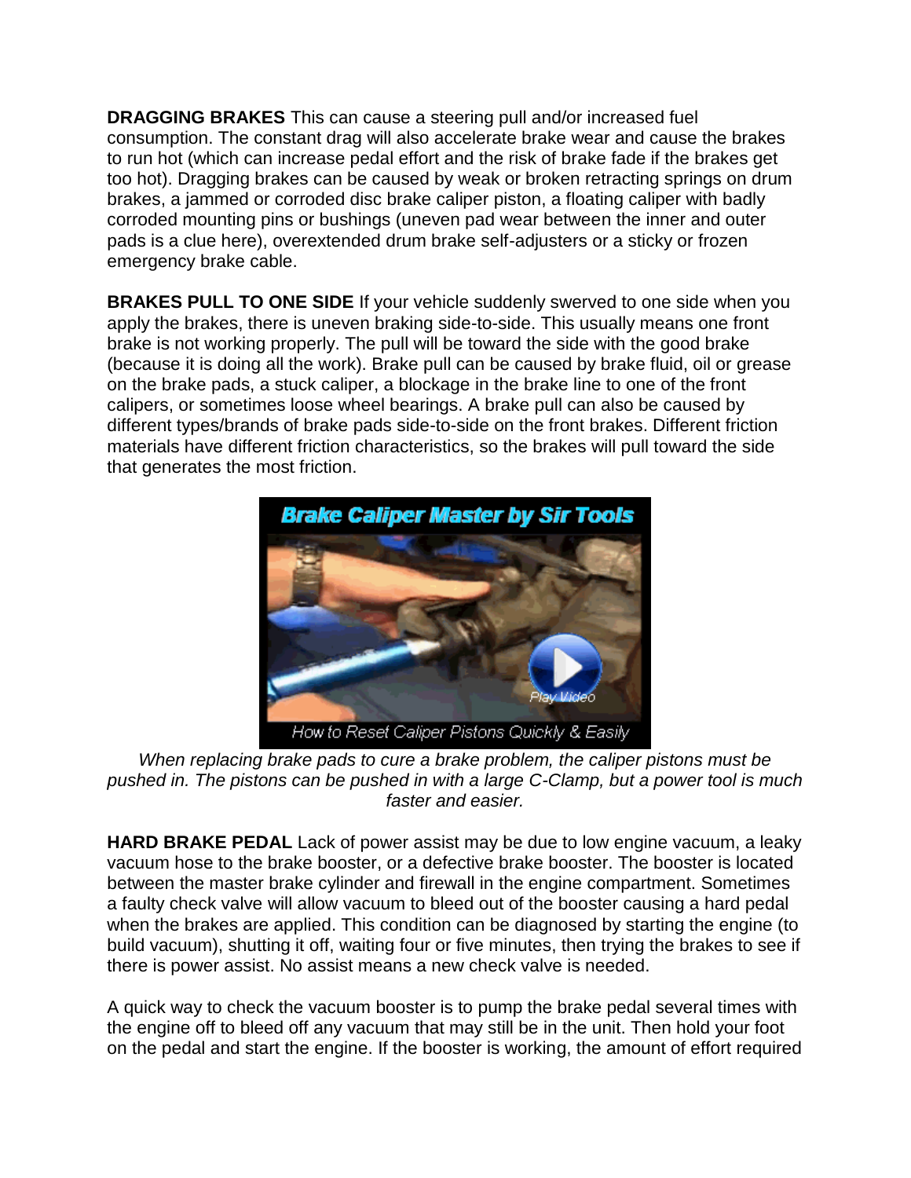**DRAGGING BRAKES** This can cause a steering pull and/or increased fuel consumption. The constant drag will also accelerate brake wear and cause the brakes to run hot (which can increase pedal effort and the risk of brake fade if the brakes get too hot). Dragging brakes can be caused by weak or broken retracting springs on drum brakes, a jammed or corroded disc brake caliper piston, a floating caliper with badly corroded mounting pins or bushings (uneven pad wear between the inner and outer pads is a clue here), overextended drum brake self-adjusters or a sticky or frozen emergency brake cable.

**BRAKES PULL TO ONE SIDE** If your vehicle suddenly swerved to one side when you apply the brakes, there is uneven braking side-to-side. This usually means one front brake is not working properly. The pull will be toward the side with the good brake (because it is doing all the work). Brake pull can be caused by brake fluid, oil or grease on the brake pads, a stuck caliper, a blockage in the brake line to one of the front calipers, or sometimes loose wheel bearings. A brake pull can also be caused by different types/brands of brake pads side-to-side on the front brakes. Different friction materials have different friction characteristics, so the brakes will pull toward the side that generates the most friction.

*When replacing brake pads to cure a brake problem, the caliper pistons must be pushed in. The pistons can be pushed in with a large C-Clamp, but a power tool is much faster and easier.*

**HARD BRAKE PEDAL** Lack of power assist may be due to low engine vacuum, a leaky vacuum hose to the brake booster, or a defective brake booster. The booster is located between the master brake cylinder and firewall in the engine compartment. Sometimes a faulty check valve will allow vacuum to bleed out of the booster causing a hard pedal when the brakes are applied. This condition can be diagnosed by starting the engine (to build vacuum), shutting it off, waiting four or five minutes, then trying the brakes to see if there is power assist. No assist means a new check valve is needed.

A quick way to check the vacuum booster is to pump the brake pedal several times with the engine off to bleed off any vacuum that may still be in the unit. Then hold your foot on the pedal and start the engine. If the booster is working, the amount of effort required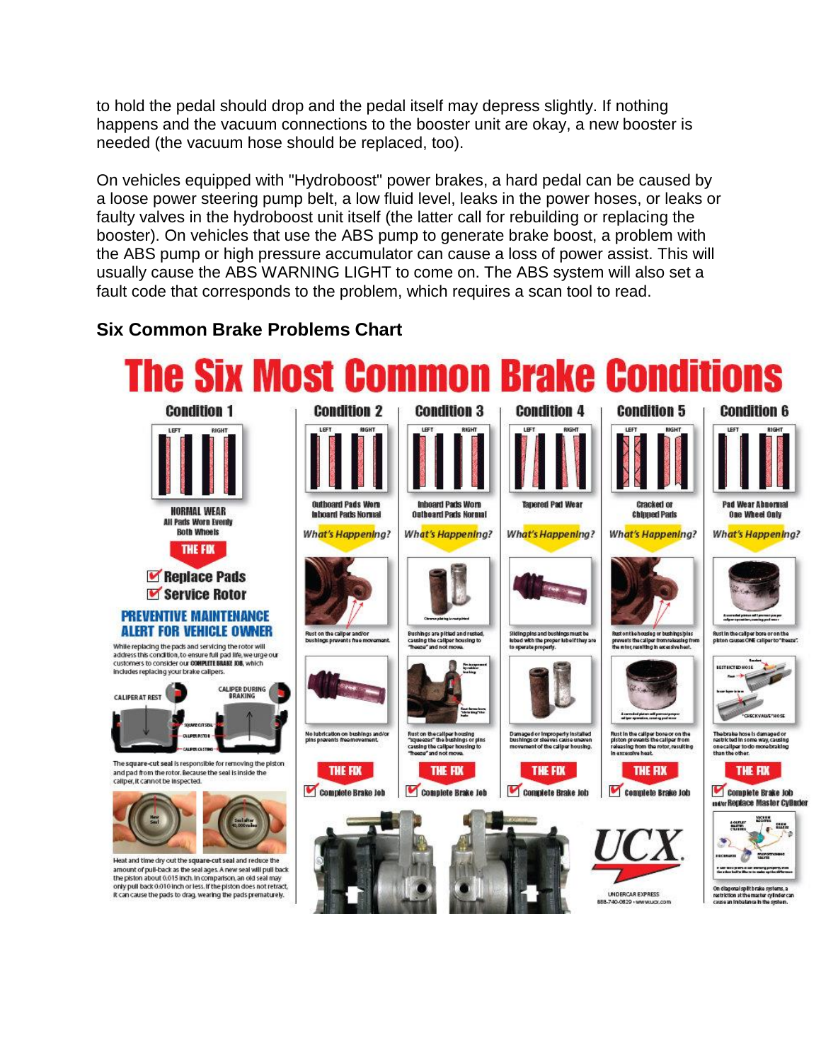to hold the pedal should drop and the pedal itself may depress slightly. If nothing happens and the vacuum connections to the booster unit are okay, a new booster is needed (the vacuum hose should be replaced, too).

On vehicles equipped with "Hydroboost" power brakes, a hard pedal can be caused by a loose power steering pump belt, a low fluid level, leaks in the power hoses, or leaks or faulty valves in the hydroboost unit itself (the latter call for rebuilding or replacing the booster). On vehicles that use the ABS pump to generate brake boost, a problem with the ABS pump or high pressure accumulator can cause a loss of power assist. This will usually cause the ABS WARNING LIGHT to come on. The ABS system will also set a fault code that corresponds to the problem, which requires a scan tool to read.

### Six Common Brake Problems Chart

# The Six Most Common Brake Conditions

**Condition 1**

NORMAL WEAR
All Pads Worn Evenly
Both Wheels

THE FIX
- Replace Pads
- Service Rotor

**PREVENTIVE MAINTENANCE ALERT FOR VEHICLE OWNER**

While replacing the pads and servicing the rotor will address this condition, to ensure full pad life, we urge our customers to consider our COMPLETE BRAKE JOB, which includes replacing your brake calipers.

CALIPER AT REST — CALIPER DURING BRAKING

The square-cut seal is responsible for removing the piston and pad from the rotor. Because the seal is inside the caliper, it cannot be inspected.

Heat and time dry out the square-cut seal and reduce the amount of pull-back as the seal ages. A new seal will pull back the piston about 0.015 inch. In comparison, an old seal may only pull back 0.010 inch or less. If the piston does not retract, it can cause the pads to drag, wearing the pads prematurely.

**Condition 2**

Outboard Pads Worn
Inboard Pads Normal

What's Happening?

Rust on the caliper and/or bushings prevents free movement.

No lubrication on bushings and/or pins prevents free movement.

THE FIX
- Complete Brake Job

**Condition 3**

Inboard Pads Worn
Outboard Pads Normal

What's Happening?

Bushings are pitted and rusted, causing the caliper housing to "freeze" and not move.

Rust on the caliper housing "squeezes" the bushings or pins causing the caliper housing to "freeze" and not move.

THE FIX
- Complete Brake Job

**Condition 4**

Tapered Pad Wear

What's Happening?

Sliding pins and bushings must be lubed with the proper lube if they are to operate properly.

Damaged or improperly installed bushings or sleeves cause uneven movement of the caliper housing.

THE FIX
- Complete Brake Job

**Condition 5**

Cracked or Chipped Pads

What's Happening?

Rust on the housing or bushings/pins prevents the caliper from releasing from the rotor, resulting in excessive heat.

Rust in the caliper bore or on the piston prevents the caliper from releasing from the rotor, resulting in excessive heat.

THE FIX
- Complete Brake Job

**Condition 6**

Pad Wear Abnormal
One Wheel Only

What's Happening?

Rust in the caliper bore or on the piston causes ONE caliper to "freeze".

The brake hose is damaged or restricted in some way, causing one caliper to do more braking than the other.

THE FIX
- Complete Brake Job and/or Replace Master Cylinder

On diagonal split brake systems, a restriction at the master cylinder can cause an imbalance in the system.

UCX
UNDERCAR EXPRESS
888-740-0829 • www.ucx.com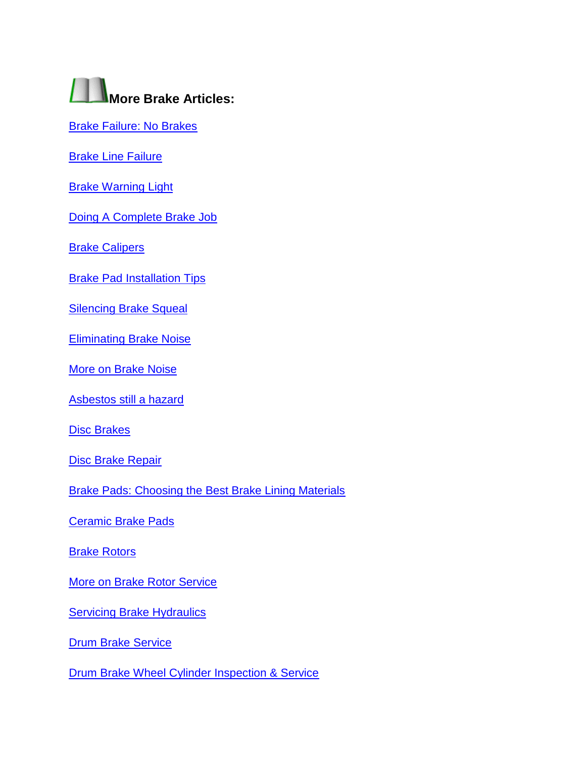## More Brake Articles:

Brake Failure: No Brakes

Brake Line Failure

Brake Warning Light

Doing A Complete Brake Job

Brake Calipers

Brake Pad Installation Tips

Silencing Brake Squeal

Eliminating Brake Noise

More on Brake Noise

Asbestos still a hazard

Disc Brakes

Disc Brake Repair

Brake Pads: Choosing the Best Brake Lining Materials

Ceramic Brake Pads

Brake Rotors

More on Brake Rotor Service

Servicing Brake Hydraulics

Drum Brake Service

Drum Brake Wheel Cylinder Inspection & Service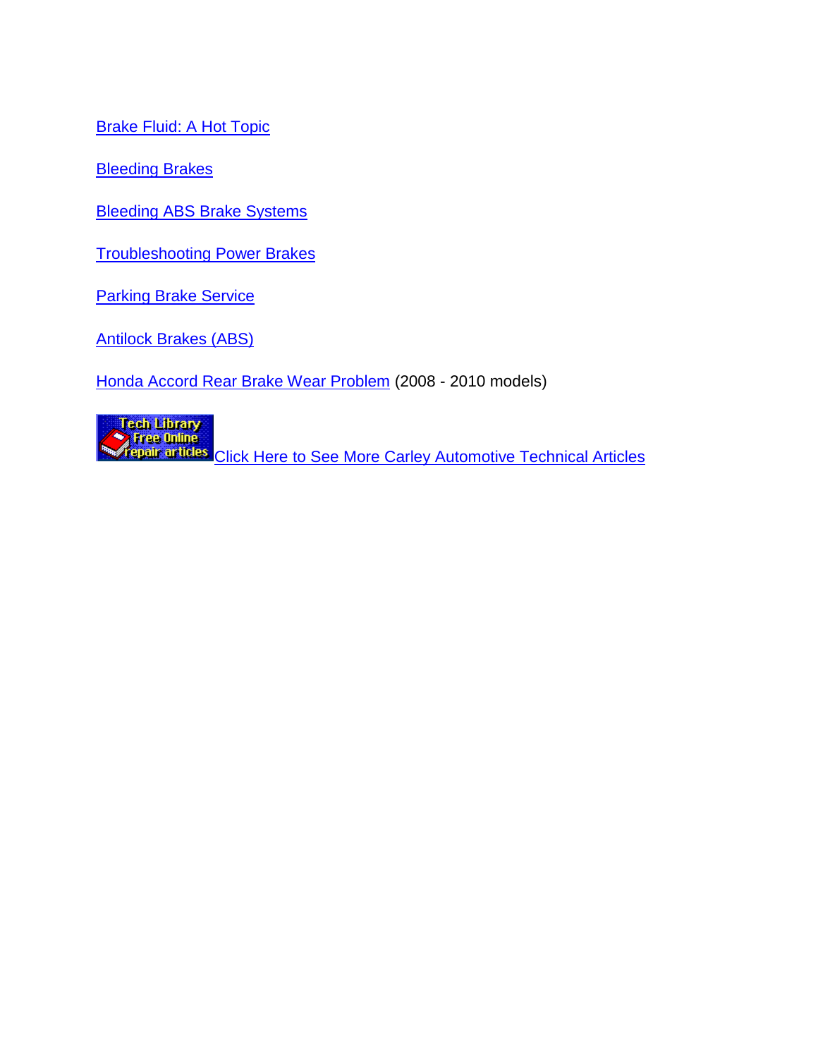Brake Fluid: A Hot Topic

Bleeding Brakes

Bleeding ABS Brake Systems

Troubleshooting Power Brakes

Parking Brake Service

Antilock Brakes (ABS)

Honda Accord Rear Brake Wear Problem (2008 - 2010 models)

Click Here to See More Carley Automotive Technical Articles